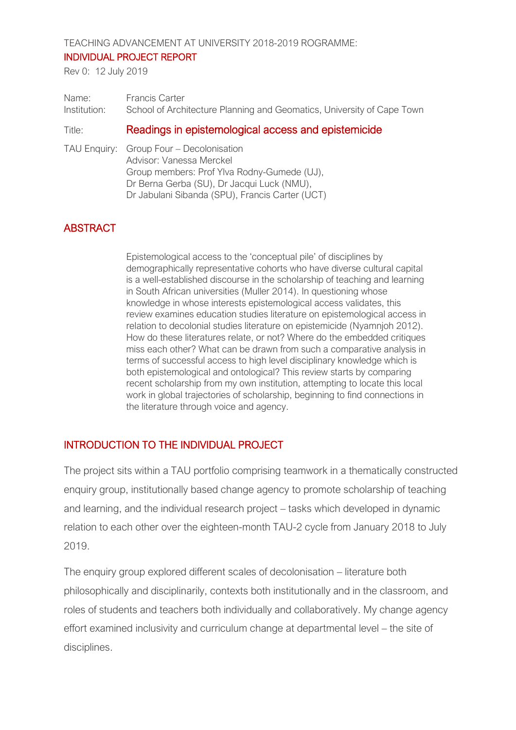TEACHING ADVANCEMENT AT UNIVERSITY 2018-2019 ROGRAMME:

# INDIVIDUAL PROJECT REPORT

Rev 0: 12 July 2019

Name: Francis Carter
Institution: School of Architecture Planning and Geomatics, University of Cape Town

Title: **Readings in epistemological access and epistemicide**

TAU Enquiry: Group Four – Decolonisation
Advisor: Vanessa Merckel
Group members: Prof Ylva Rodny-Gumede (UJ),
Dr Berna Gerba (SU), Dr Jacqui Luck (NMU),
Dr Jabulani Sibanda (SPU), Francis Carter (UCT)

## ABSTRACT

Epistemological access to the 'conceptual pile' of disciplines by demographically representative cohorts who have diverse cultural capital is a well-established discourse in the scholarship of teaching and learning in South African universities (Muller 2014). In questioning whose knowledge in whose interests epistemological access validates, this review examines education studies literature on epistemological access in relation to decolonial studies literature on epistemicide (Nyamnjoh 2012). How do these literatures relate, or not? Where do the embedded critiques miss each other? What can be drawn from such a comparative analysis in terms of successful access to high level disciplinary knowledge which is both epistemological and ontological? This review starts by comparing recent scholarship from my own institution, attempting to locate this local work in global trajectories of scholarship, beginning to find connections in the literature through voice and agency.

## INTRODUCTION TO THE INDIVIDUAL PROJECT

The project sits within a TAU portfolio comprising teamwork in a thematically constructed enquiry group, institutionally based change agency to promote scholarship of teaching and learning, and the individual research project – tasks which developed in dynamic relation to each other over the eighteen-month TAU-2 cycle from January 2018 to July 2019.

The enquiry group explored different scales of decolonisation – literature both philosophically and disciplinarily, contexts both institutionally and in the classroom, and roles of students and teachers both individually and collaboratively. My change agency effort examined inclusivity and curriculum change at departmental level – the site of disciplines.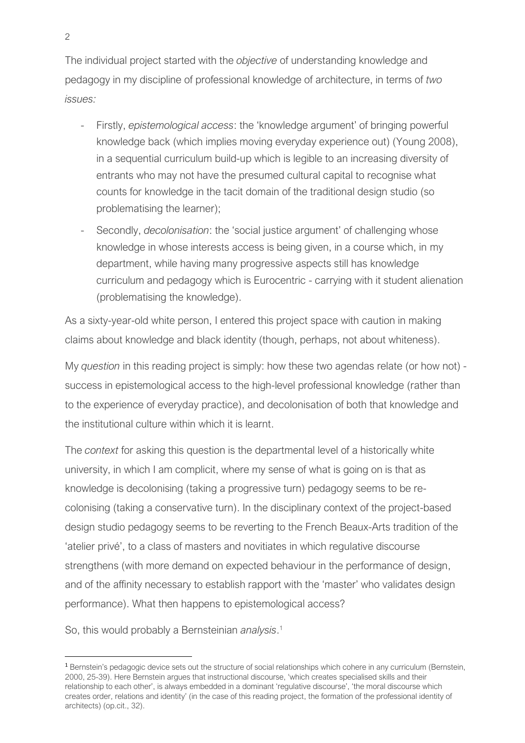The individual project started with the *objective* of understanding knowledge and pedagogy in my discipline of professional knowledge of architecture, in terms of *two issues:*

- Firstly, *epistemological access*: the 'knowledge argument' of bringing powerful knowledge back (which implies moving everyday experience out) (Young 2008), in a sequential curriculum build-up which is legible to an increasing diversity of entrants who may not have the presumed cultural capital to recognise what counts for knowledge in the tacit domain of the traditional design studio (so problematising the learner);
- Secondly, *decolonisation*: the 'social justice argument' of challenging whose knowledge in whose interests access is being given, in a course which, in my department, while having many progressive aspects still has knowledge curriculum and pedagogy which is Eurocentric - carrying with it student alienation (problematising the knowledge).

As a sixty-year-old white person, I entered this project space with caution in making claims about knowledge and black identity (though, perhaps, not about whiteness).

My *question* in this reading project is simply: how these two agendas relate (or how not) - success in epistemological access to the high-level professional knowledge (rather than to the experience of everyday practice), and decolonisation of both that knowledge and the institutional culture within which it is learnt.

The *context* for asking this question is the departmental level of a historically white university, in which I am complicit, where my sense of what is going on is that as knowledge is decolonising (taking a progressive turn) pedagogy seems to be re-colonising (taking a conservative turn). In the disciplinary context of the project-based design studio pedagogy seems to be reverting to the French Beaux-Arts tradition of the 'atelier privé', to a class of masters and novitiates in which regulative discourse strengthens (with more demand on expected behaviour in the performance of design, and of the affinity necessary to establish rapport with the 'master' who validates design performance). What then happens to epistemological access?

So, this would probably a Bernsteinian *analysis*.[1]

---

[1] Bernstein's pedagogic device sets out the structure of social relationships which cohere in any curriculum (Bernstein, 2000, 25-39). Here Bernstein argues that instructional discourse, 'which creates specialised skills and their relationship to each other', is always embedded in a dominant 'regulative discourse', 'the moral discourse which creates order, relations and identity' (in the case of this reading project, the formation of the professional identity of architects) (op.cit., 32).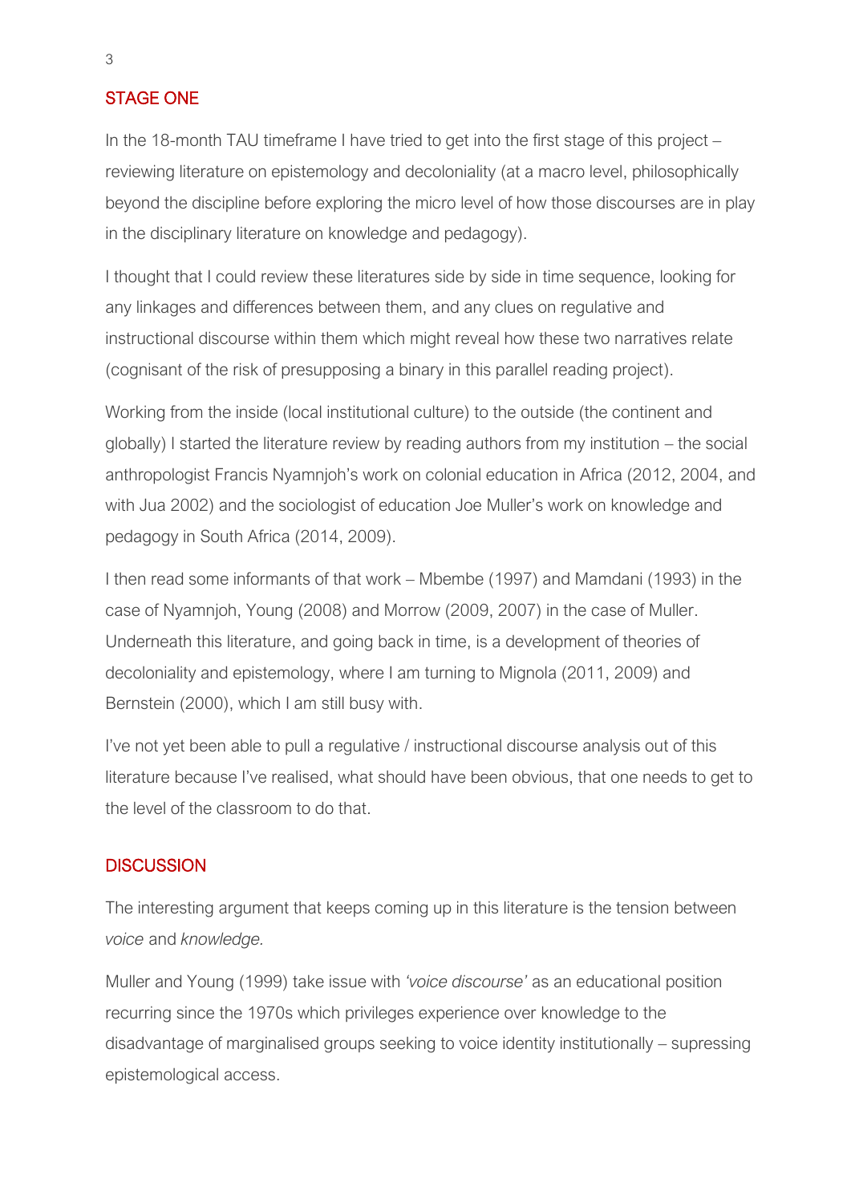## STAGE ONE

In the 18-month TAU timeframe I have tried to get into the first stage of this project – reviewing literature on epistemology and decoloniality (at a macro level, philosophically beyond the discipline before exploring the micro level of how those discourses are in play in the disciplinary literature on knowledge and pedagogy).

I thought that I could review these literatures side by side in time sequence, looking for any linkages and differences between them, and any clues on regulative and instructional discourse within them which might reveal how these two narratives relate (cognisant of the risk of presupposing a binary in this parallel reading project).

Working from the inside (local institutional culture) to the outside (the continent and globally) I started the literature review by reading authors from my institution – the social anthropologist Francis Nyamnjoh's work on colonial education in Africa (2012, 2004, and with Jua 2002) and the sociologist of education Joe Muller's work on knowledge and pedagogy in South Africa (2014, 2009).

I then read some informants of that work – Mbembe (1997) and Mamdani (1993) in the case of Nyamnjoh, Young (2008) and Morrow (2009, 2007) in the case of Muller. Underneath this literature, and going back in time, is a development of theories of decoloniality and epistemology, where I am turning to Mignola (2011, 2009) and Bernstein (2000), which I am still busy with.

I've not yet been able to pull a regulative / instructional discourse analysis out of this literature because I've realised, what should have been obvious, that one needs to get to the level of the classroom to do that.

## DISCUSSION

The interesting argument that keeps coming up in this literature is the tension between *voice* and *knowledge.*

Muller and Young (1999) take issue with *'voice discourse'* as an educational position recurring since the 1970s which privileges experience over knowledge to the disadvantage of marginalised groups seeking to voice identity institutionally – supressing epistemological access.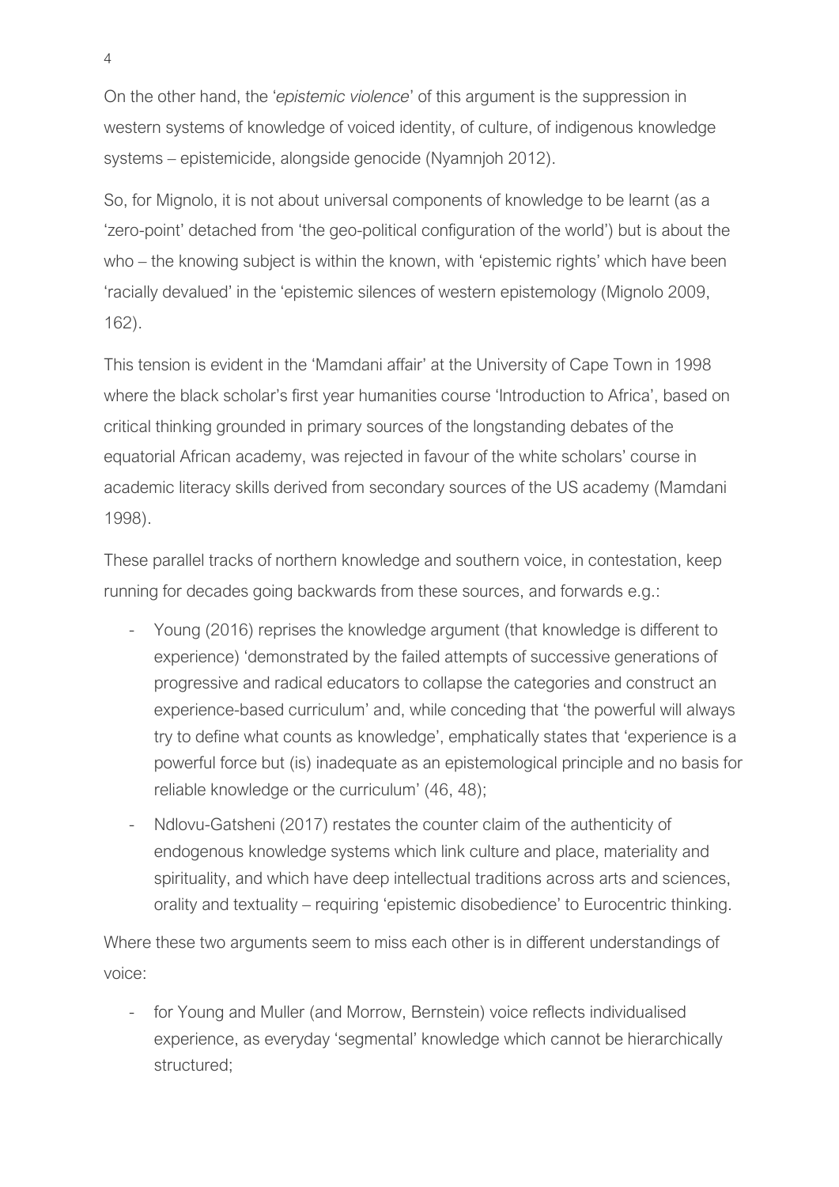On the other hand, the '*epistemic violence*' of this argument is the suppression in western systems of knowledge of voiced identity, of culture, of indigenous knowledge systems – epistemicide, alongside genocide (Nyamnjoh 2012).

So, for Mignolo, it is not about universal components of knowledge to be learnt (as a 'zero-point' detached from 'the geo-political configuration of the world') but is about the who – the knowing subject is within the known, with 'epistemic rights' which have been 'racially devalued' in the 'epistemic silences of western epistemology (Mignolo 2009, 162).

This tension is evident in the 'Mamdani affair' at the University of Cape Town in 1998 where the black scholar's first year humanities course 'Introduction to Africa', based on critical thinking grounded in primary sources of the longstanding debates of the equatorial African academy, was rejected in favour of the white scholars' course in academic literacy skills derived from secondary sources of the US academy (Mamdani 1998).

These parallel tracks of northern knowledge and southern voice, in contestation, keep running for decades going backwards from these sources, and forwards e.g.:

- Young (2016) reprises the knowledge argument (that knowledge is different to experience) 'demonstrated by the failed attempts of successive generations of progressive and radical educators to collapse the categories and construct an experience-based curriculum' and, while conceding that 'the powerful will always try to define what counts as knowledge', emphatically states that 'experience is a powerful force but (is) inadequate as an epistemological principle and no basis for reliable knowledge or the curriculum' (46, 48);
- Ndlovu-Gatsheni (2017) restates the counter claim of the authenticity of endogenous knowledge systems which link culture and place, materiality and spirituality, and which have deep intellectual traditions across arts and sciences, orality and textuality – requiring 'epistemic disobedience' to Eurocentric thinking.

Where these two arguments seem to miss each other is in different understandings of voice:

- for Young and Muller (and Morrow, Bernstein) voice reflects individualised experience, as everyday 'segmental' knowledge which cannot be hierarchically structured;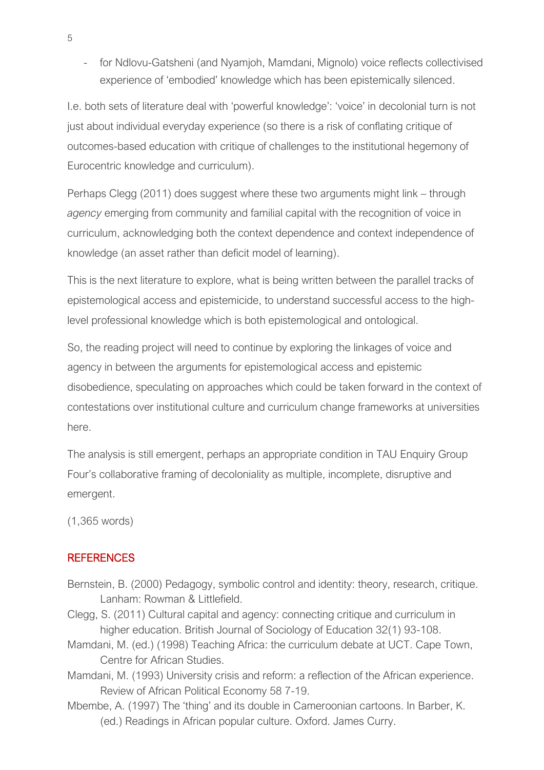- for Ndlovu-Gatsheni (and Nyamjoh, Mamdani, Mignolo) voice reflects collectivised experience of 'embodied' knowledge which has been epistemically silenced.

I.e. both sets of literature deal with 'powerful knowledge': 'voice' in decolonial turn is not just about individual everyday experience (so there is a risk of conflating critique of outcomes-based education with critique of challenges to the institutional hegemony of Eurocentric knowledge and curriculum).

Perhaps Clegg (2011) does suggest where these two arguments might link – through *agency* emerging from community and familial capital with the recognition of voice in curriculum, acknowledging both the context dependence and context independence of knowledge (an asset rather than deficit model of learning).

This is the next literature to explore, what is being written between the parallel tracks of epistemological access and epistemicide, to understand successful access to the high-level professional knowledge which is both epistemological and ontological.

So, the reading project will need to continue by exploring the linkages of voice and agency in between the arguments for epistemological access and epistemic disobedience, speculating on approaches which could be taken forward in the context of contestations over institutional culture and curriculum change frameworks at universities here.

The analysis is still emergent, perhaps an appropriate condition in TAU Enquiry Group Four's collaborative framing of decoloniality as multiple, incomplete, disruptive and emergent.

(1,365 words)

## REFERENCES

Bernstein, B. (2000) Pedagogy, symbolic control and identity: theory, research, critique. Lanham: Rowman & Littlefield.

Clegg, S. (2011) Cultural capital and agency: connecting critique and curriculum in higher education. British Journal of Sociology of Education 32(1) 93-108.

Mamdani, M. (ed.) (1998) Teaching Africa: the curriculum debate at UCT. Cape Town, Centre for African Studies.

Mamdani, M. (1993) University crisis and reform: a reflection of the African experience. Review of African Political Economy 58 7-19.

Mbembe, A. (1997) The 'thing' and its double in Cameroonian cartoons. In Barber, K. (ed.) Readings in African popular culture. Oxford. James Curry.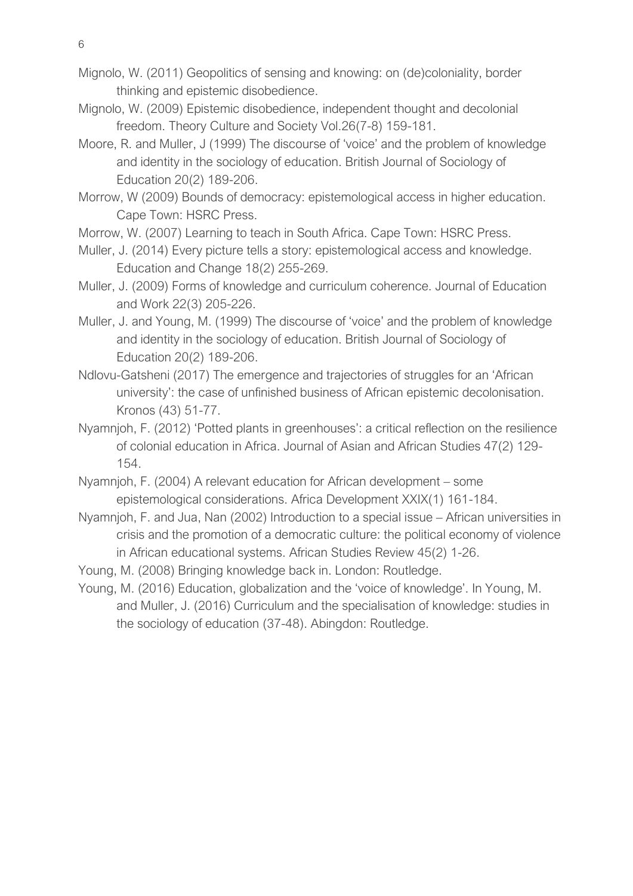Mignolo, W. (2011) Geopolitics of sensing and knowing: on (de)coloniality, border thinking and epistemic disobedience.

Mignolo, W. (2009) Epistemic disobedience, independent thought and decolonial freedom. Theory Culture and Society Vol.26(7-8) 159-181.

Moore, R. and Muller, J (1999) The discourse of 'voice' and the problem of knowledge and identity in the sociology of education. British Journal of Sociology of Education 20(2) 189-206.

Morrow, W (2009) Bounds of democracy: epistemological access in higher education. Cape Town: HSRC Press.

Morrow, W. (2007) Learning to teach in South Africa. Cape Town: HSRC Press.

Muller, J. (2014) Every picture tells a story: epistemological access and knowledge. Education and Change 18(2) 255-269.

Muller, J. (2009) Forms of knowledge and curriculum coherence. Journal of Education and Work 22(3) 205-226.

Muller, J. and Young, M. (1999) The discourse of 'voice' and the problem of knowledge and identity in the sociology of education. British Journal of Sociology of Education 20(2) 189-206.

Ndlovu-Gatsheni (2017) The emergence and trajectories of struggles for an 'African university': the case of unfinished business of African epistemic decolonisation. Kronos (43) 51-77.

Nyamnjoh, F. (2012) 'Potted plants in greenhouses': a critical reflection on the resilience of colonial education in Africa. Journal of Asian and African Studies 47(2) 129-154.

Nyamnjoh, F. (2004) A relevant education for African development – some epistemological considerations. Africa Development XXIX(1) 161-184.

Nyamnjoh, F. and Jua, Nan (2002) Introduction to a special issue – African universities in crisis and the promotion of a democratic culture: the political economy of violence in African educational systems. African Studies Review 45(2) 1-26.

Young, M. (2008) Bringing knowledge back in. London: Routledge.

Young, M. (2016) Education, globalization and the 'voice of knowledge'. In Young, M. and Muller, J. (2016) Curriculum and the specialisation of knowledge: studies in the sociology of education (37-48). Abingdon: Routledge.